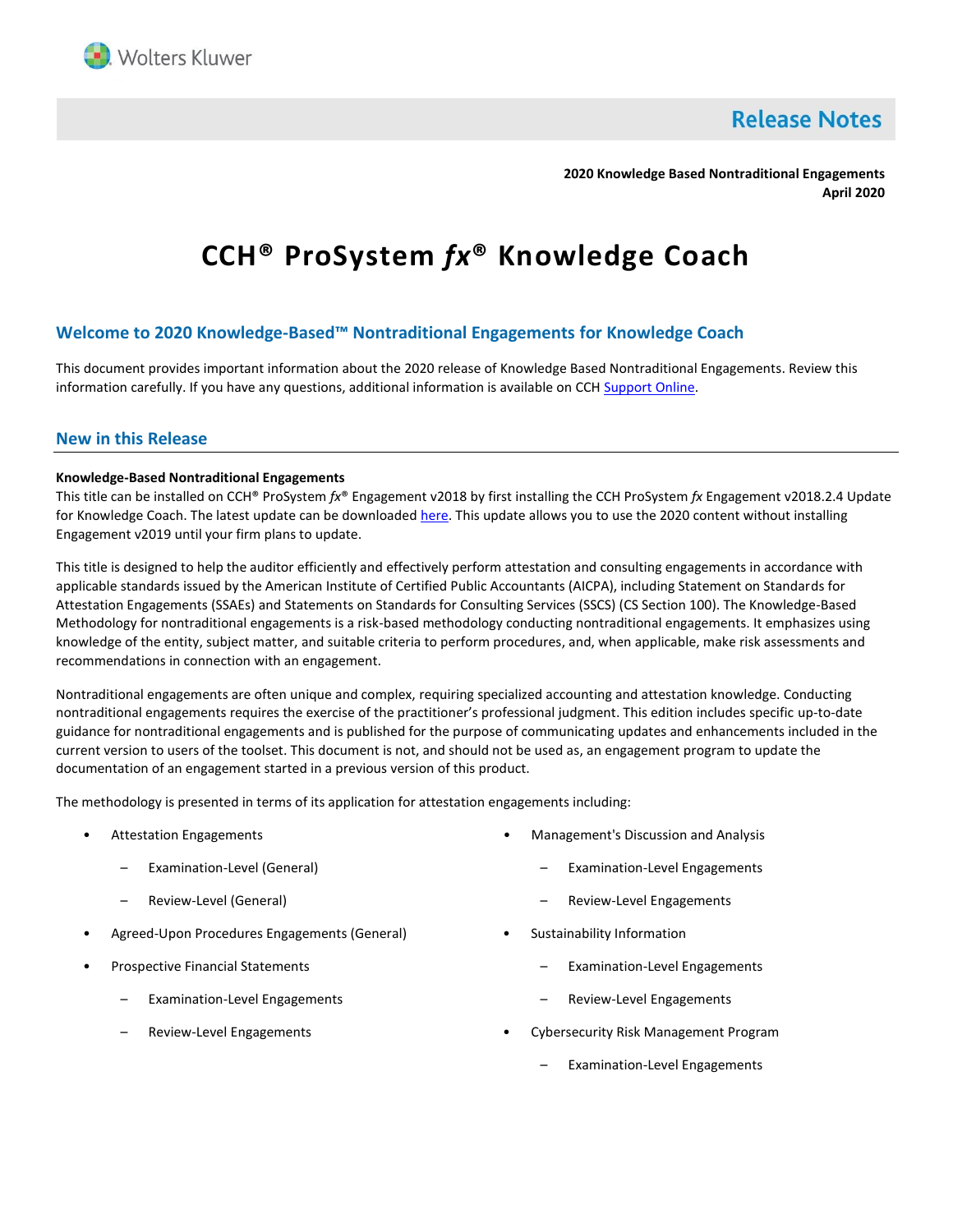Wolters Kluwer

# Release Notes

**2020 Knowledge Based Nontraditional Engagements**
**April 2020**

# CCH® ProSystem *fx*® Knowledge Coach

## Welcome to 2020 Knowledge-Based™ Nontraditional Engagements for Knowledge Coach

This document provides important information about the 2020 release of Knowledge Based Nontraditional Engagements. Review this information carefully. If you have any questions, additional information is available on CCH Support Online.

## New in this Release

**Knowledge-Based Nontraditional Engagements**

This title can be installed on CCH® ProSystem *fx*® Engagement v2018 by first installing the CCH ProSystem *fx* Engagement v2018.2.4 Update for Knowledge Coach. The latest update can be downloaded here. This update allows you to use the 2020 content without installing Engagement v2019 until your firm plans to update.

This title is designed to help the auditor efficiently and effectively perform attestation and consulting engagements in accordance with applicable standards issued by the American Institute of Certified Public Accountants (AICPA), including Statement on Standards for Attestation Engagements (SSAEs) and Statements on Standards for Consulting Services (SSCS) (CS Section 100). The Knowledge-Based Methodology for nontraditional engagements is a risk-based methodology conducting nontraditional engagements. It emphasizes using knowledge of the entity, subject matter, and suitable criteria to perform procedures, and, when applicable, make risk assessments and recommendations in connection with an engagement.

Nontraditional engagements are often unique and complex, requiring specialized accounting and attestation knowledge. Conducting nontraditional engagements requires the exercise of the practitioner's professional judgment. This edition includes specific up-to-date guidance for nontraditional engagements and is published for the purpose of communicating updates and enhancements included in the current version to users of the toolset. This document is not, and should not be used as, an engagement program to update the documentation of an engagement started in a previous version of this product.

The methodology is presented in terms of its application for attestation engagements including:

- Attestation Engagements
  - Examination-Level (General)
  - Review-Level (General)
- Agreed-Upon Procedures Engagements (General)
- Prospective Financial Statements
  - Examination-Level Engagements
  - Review-Level Engagements
- Management's Discussion and Analysis
  - Examination-Level Engagements
  - Review-Level Engagements
- Sustainability Information
  - Examination-Level Engagements
  - Review-Level Engagements
- Cybersecurity Risk Management Program
  - Examination-Level Engagements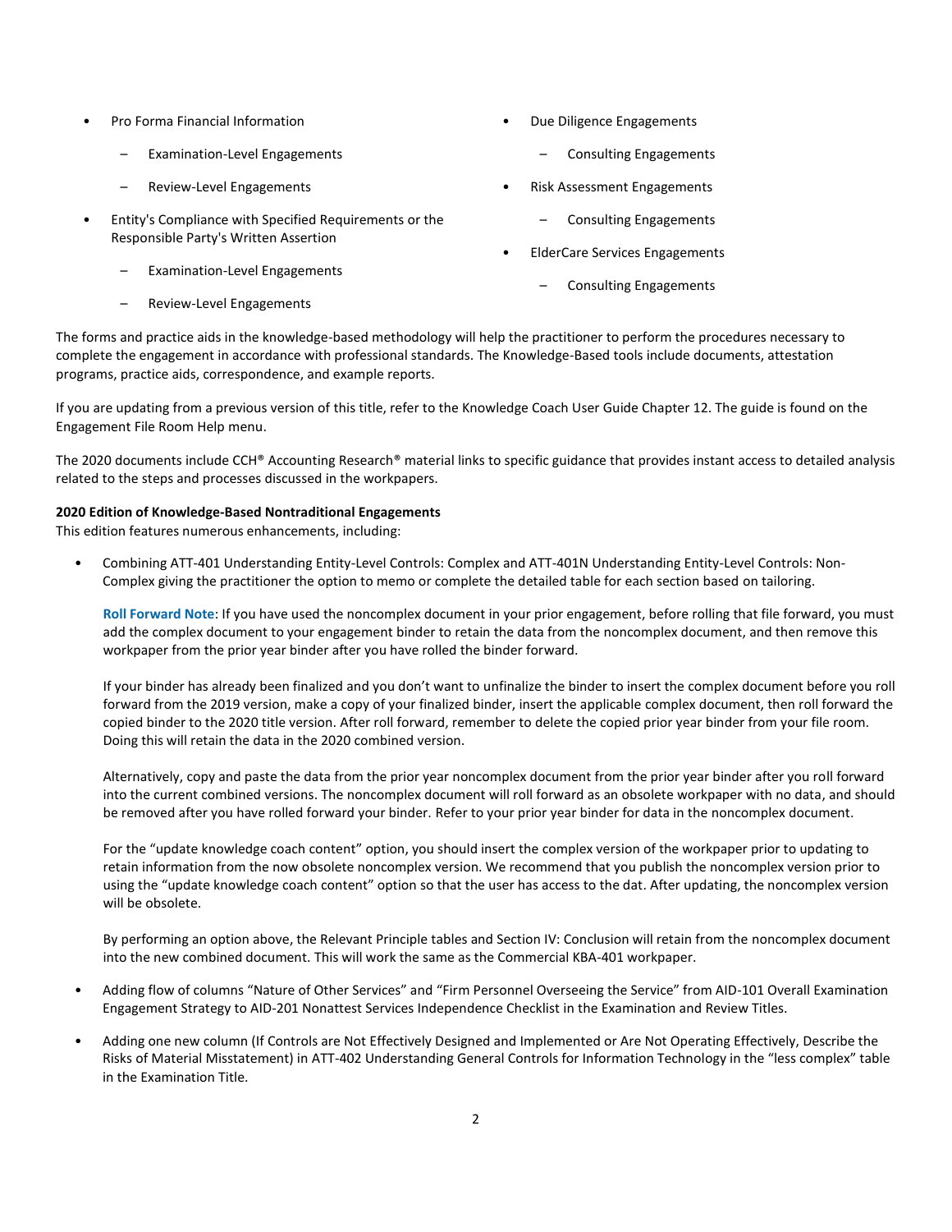- Pro Forma Financial Information
  - Examination-Level Engagements
  - Review-Level Engagements
- Entity's Compliance with Specified Requirements or the Responsible Party's Written Assertion
  - Examination-Level Engagements
  - Review-Level Engagements
- Due Diligence Engagements
  - Consulting Engagements
- Risk Assessment Engagements
  - Consulting Engagements
- ElderCare Services Engagements
  - Consulting Engagements

The forms and practice aids in the knowledge-based methodology will help the practitioner to perform the procedures necessary to complete the engagement in accordance with professional standards. The Knowledge-Based tools include documents, attestation programs, practice aids, correspondence, and example reports.

If you are updating from a previous version of this title, refer to the Knowledge Coach User Guide Chapter 12. The guide is found on the Engagement File Room Help menu.

The 2020 documents include CCH® Accounting Research® material links to specific guidance that provides instant access to detailed analysis related to the steps and processes discussed in the workpapers.

**2020 Edition of Knowledge-Based Nontraditional Engagements**
This edition features numerous enhancements, including:

- Combining ATT-401 Understanding Entity-Level Controls: Complex and ATT-401N Understanding Entity-Level Controls: Non-Complex giving the practitioner the option to memo or complete the detailed table for each section based on tailoring.

  **Roll Forward Note**: If you have used the noncomplex document in your prior engagement, before rolling that file forward, you must add the complex document to your engagement binder to retain the data from the noncomplex document, and then remove this workpaper from the prior year binder after you have rolled the binder forward.

  If your binder has already been finalized and you don't want to unfinalize the binder to insert the complex document before you roll forward from the 2019 version, make a copy of your finalized binder, insert the applicable complex document, then roll forward the copied binder to the 2020 title version. After roll forward, remember to delete the copied prior year binder from your file room. Doing this will retain the data in the 2020 combined version.

  Alternatively, copy and paste the data from the prior year noncomplex document from the prior year binder after you roll forward into the current combined versions. The noncomplex document will roll forward as an obsolete workpaper with no data, and should be removed after you have rolled forward your binder. Refer to your prior year binder for data in the noncomplex document.

  For the "update knowledge coach content" option, you should insert the complex version of the workpaper prior to updating to retain information from the now obsolete noncomplex version. We recommend that you publish the noncomplex version prior to using the "update knowledge coach content" option so that the user has access to the dat. After updating, the noncomplex version will be obsolete.

  By performing an option above, the Relevant Principle tables and Section IV: Conclusion will retain from the noncomplex document into the new combined document. This will work the same as the Commercial KBA-401 workpaper.

- Adding flow of columns "Nature of Other Services" and "Firm Personnel Overseeing the Service" from AID-101 Overall Examination Engagement Strategy to AID-201 Nonattest Services Independence Checklist in the Examination and Review Titles.

- Adding one new column (If Controls are Not Effectively Designed and Implemented or Are Not Operating Effectively, Describe the Risks of Material Misstatement) in ATT-402 Understanding General Controls for Information Technology in the "less complex" table in the Examination Title.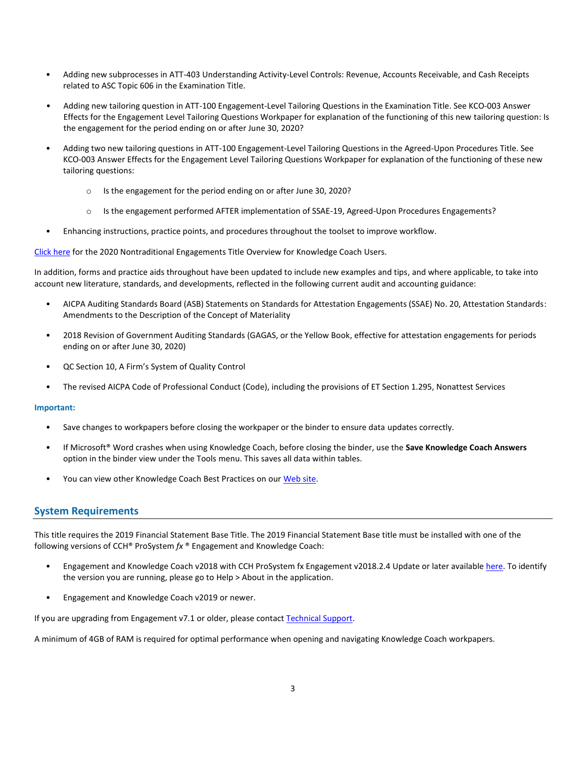- Adding new subprocesses in ATT-403 Understanding Activity-Level Controls: Revenue, Accounts Receivable, and Cash Receipts related to ASC Topic 606 in the Examination Title.

- Adding new tailoring question in ATT-100 Engagement-Level Tailoring Questions in the Examination Title. See KCO-003 Answer Effects for the Engagement Level Tailoring Questions Workpaper for explanation of the functioning of this new tailoring question: Is the engagement for the period ending on or after June 30, 2020?

- Adding two new tailoring questions in ATT-100 Engagement-Level Tailoring Questions in the Agreed-Upon Procedures Title. See KCO-003 Answer Effects for the Engagement Level Tailoring Questions Workpaper for explanation of the functioning of these new tailoring questions:
    - Is the engagement for the period ending on or after June 30, 2020?
    - Is the engagement performed AFTER implementation of SSAE-19, Agreed-Upon Procedures Engagements?

- Enhancing instructions, practice points, and procedures throughout the toolset to improve workflow.

[Click here] for the 2020 Nontraditional Engagements Title Overview for Knowledge Coach Users.

In addition, forms and practice aids throughout have been updated to include new examples and tips, and where applicable, to take into account new literature, standards, and developments, reflected in the following current audit and accounting guidance:

- AICPA Auditing Standards Board (ASB) Statements on Standards for Attestation Engagements (SSAE) No. 20, Attestation Standards: Amendments to the Description of the Concept of Materiality
- 2018 Revision of Government Auditing Standards (GAGAS, or the Yellow Book, effective for attestation engagements for periods ending on or after June 30, 2020)
- QC Section 10, A Firm's System of Quality Control
- The revised AICPA Code of Professional Conduct (Code), including the provisions of ET Section 1.295, Nonattest Services

**Important:**

- Save changes to workpapers before closing the workpaper or the binder to ensure data updates correctly.
- If Microsoft® Word crashes when using Knowledge Coach, before closing the binder, use the **Save Knowledge Coach Answers** option in the binder view under the Tools menu. This saves all data within tables.
- You can view other Knowledge Coach Best Practices on our [Web site].

## System Requirements

This title requires the 2019 Financial Statement Base Title. The 2019 Financial Statement Base title must be installed with one of the following versions of CCH® ProSystem *fx* ® Engagement and Knowledge Coach:

- Engagement and Knowledge Coach v2018 with CCH ProSystem fx Engagement v2018.2.4 Update or later available [here]. To identify the version you are running, please go to Help > About in the application.
- Engagement and Knowledge Coach v2019 or newer.

If you are upgrading from Engagement v7.1 or older, please contact [Technical Support].

A minimum of 4GB of RAM is required for optimal performance when opening and navigating Knowledge Coach workpapers.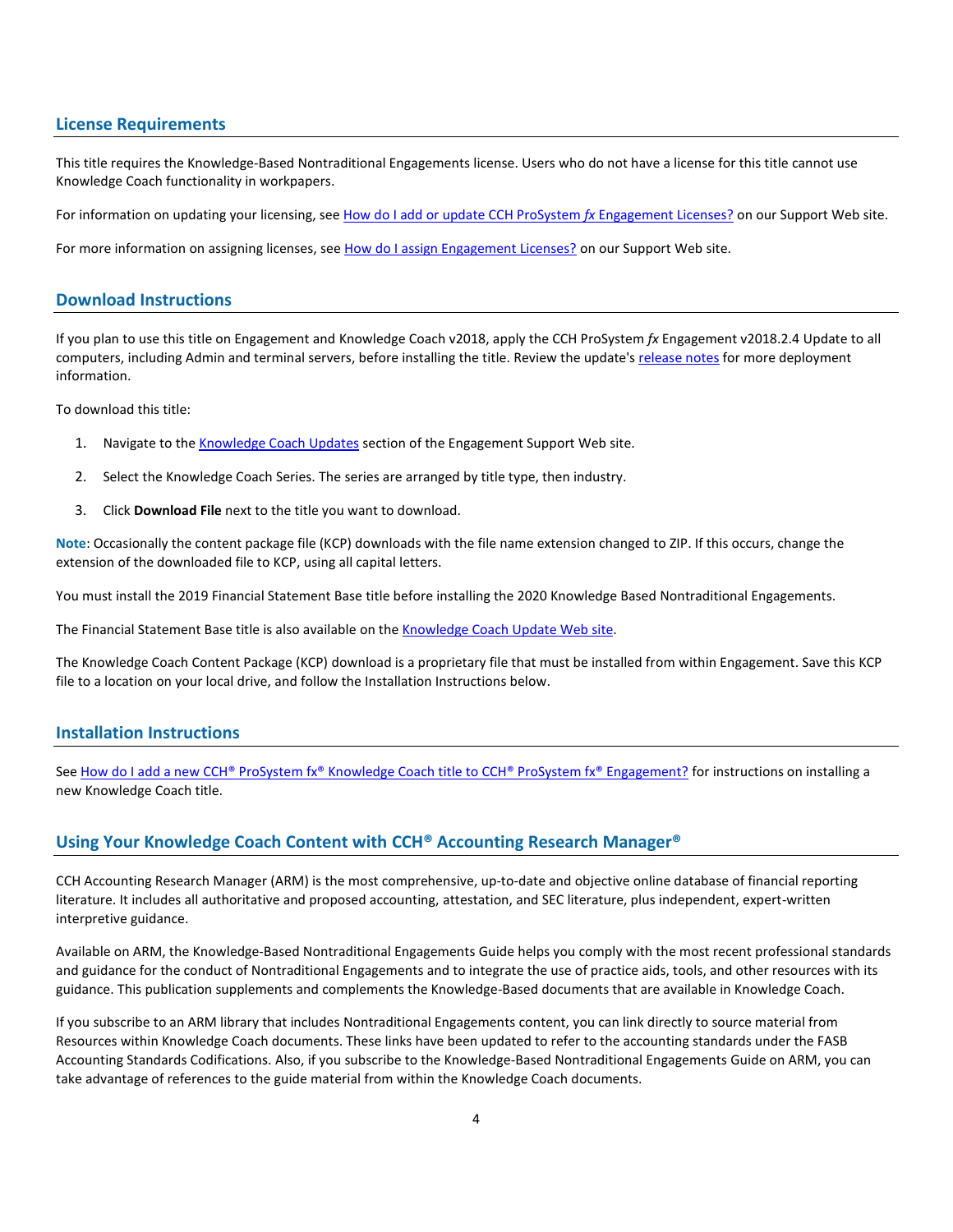## License Requirements

This title requires the Knowledge-Based Nontraditional Engagements license. Users who do not have a license for this title cannot use Knowledge Coach functionality in workpapers.

For information on updating your licensing, see How do I add or update CCH ProSystem *fx* Engagement Licenses? on our Support Web site.

For more information on assigning licenses, see How do I assign Engagement Licenses? on our Support Web site.

## Download Instructions

If you plan to use this title on Engagement and Knowledge Coach v2018, apply the CCH ProSystem *fx* Engagement v2018.2.4 Update to all computers, including Admin and terminal servers, before installing the title. Review the update's release notes for more deployment information.

To download this title:

1. Navigate to the Knowledge Coach Updates section of the Engagement Support Web site.
2. Select the Knowledge Coach Series. The series are arranged by title type, then industry.
3. Click **Download File** next to the title you want to download.

**Note**: Occasionally the content package file (KCP) downloads with the file name extension changed to ZIP. If this occurs, change the extension of the downloaded file to KCP, using all capital letters.

You must install the 2019 Financial Statement Base title before installing the 2020 Knowledge Based Nontraditional Engagements.

The Financial Statement Base title is also available on the Knowledge Coach Update Web site.

The Knowledge Coach Content Package (KCP) download is a proprietary file that must be installed from within Engagement. Save this KCP file to a location on your local drive, and follow the Installation Instructions below.

## Installation Instructions

See How do I add a new CCH® ProSystem fx® Knowledge Coach title to CCH® ProSystem fx® Engagement? for instructions on installing a new Knowledge Coach title.

## Using Your Knowledge Coach Content with CCH® Accounting Research Manager®

CCH Accounting Research Manager (ARM) is the most comprehensive, up-to-date and objective online database of financial reporting literature. It includes all authoritative and proposed accounting, attestation, and SEC literature, plus independent, expert-written interpretive guidance.

Available on ARM, the Knowledge-Based Nontraditional Engagements Guide helps you comply with the most recent professional standards and guidance for the conduct of Nontraditional Engagements and to integrate the use of practice aids, tools, and other resources with its guidance. This publication supplements and complements the Knowledge-Based documents that are available in Knowledge Coach.

If you subscribe to an ARM library that includes Nontraditional Engagements content, you can link directly to source material from Resources within Knowledge Coach documents. These links have been updated to refer to the accounting standards under the FASB Accounting Standards Codifications. Also, if you subscribe to the Knowledge-Based Nontraditional Engagements Guide on ARM, you can take advantage of references to the guide material from within the Knowledge Coach documents.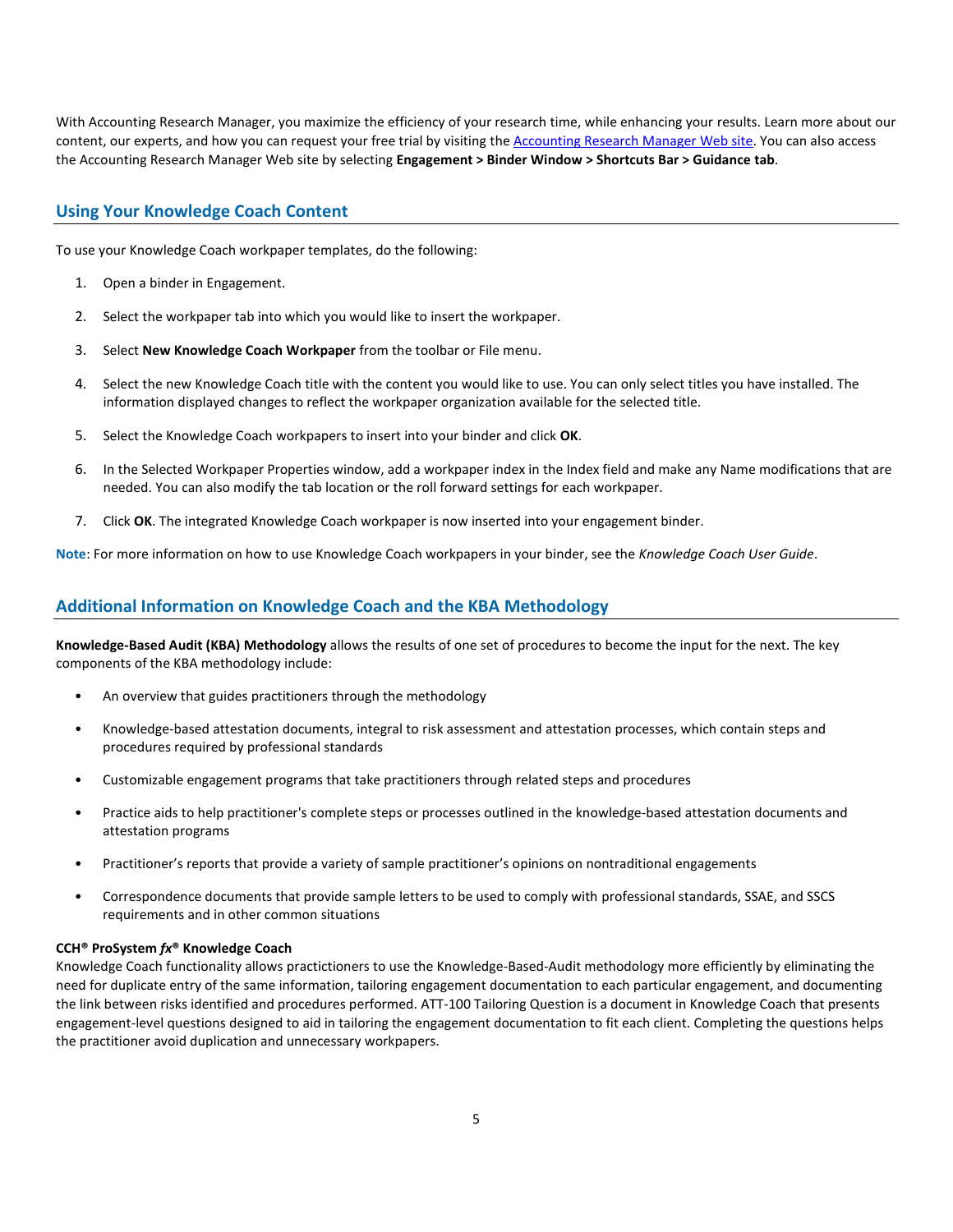With Accounting Research Manager, you maximize the efficiency of your research time, while enhancing your results. Learn more about our content, our experts, and how you can request your free trial by visiting the [Accounting Research Manager Web site](). You can also access the Accounting Research Manager Web site by selecting **Engagement > Binder Window > Shortcuts Bar > Guidance tab**.

## Using Your Knowledge Coach Content

To use your Knowledge Coach workpaper templates, do the following:

1. Open a binder in Engagement.
2. Select the workpaper tab into which you would like to insert the workpaper.
3. Select **New Knowledge Coach Workpaper** from the toolbar or File menu.
4. Select the new Knowledge Coach title with the content you would like to use. You can only select titles you have installed. The information displayed changes to reflect the workpaper organization available for the selected title.
5. Select the Knowledge Coach workpapers to insert into your binder and click **OK**.
6. In the Selected Workpaper Properties window, add a workpaper index in the Index field and make any Name modifications that are needed. You can also modify the tab location or the roll forward settings for each workpaper.
7. Click **OK**. The integrated Knowledge Coach workpaper is now inserted into your engagement binder.

**Note**: For more information on how to use Knowledge Coach workpapers in your binder, see the *Knowledge Coach User Guide*.

## Additional Information on Knowledge Coach and the KBA Methodology

**Knowledge-Based Audit (KBA) Methodology** allows the results of one set of procedures to become the input for the next. The key components of the KBA methodology include:

- An overview that guides practitioners through the methodology
- Knowledge-based attestation documents, integral to risk assessment and attestation processes, which contain steps and procedures required by professional standards
- Customizable engagement programs that take practitioners through related steps and procedures
- Practice aids to help practitioner's complete steps or processes outlined in the knowledge-based attestation documents and attestation programs
- Practitioner's reports that provide a variety of sample practitioner's opinions on nontraditional engagements
- Correspondence documents that provide sample letters to be used to comply with professional standards, SSAE, and SSCS requirements and in other common situations

**CCH® ProSystem *fx*® Knowledge Coach**
Knowledge Coach functionality allows practictioners to use the Knowledge-Based-Audit methodology more efficiently by eliminating the need for duplicate entry of the same information, tailoring engagement documentation to each particular engagement, and documenting the link between risks identified and procedures performed. ATT-100 Tailoring Question is a document in Knowledge Coach that presents engagement-level questions designed to aid in tailoring the engagement documentation to fit each client. Completing the questions helps the practitioner avoid duplication and unnecessary workpapers.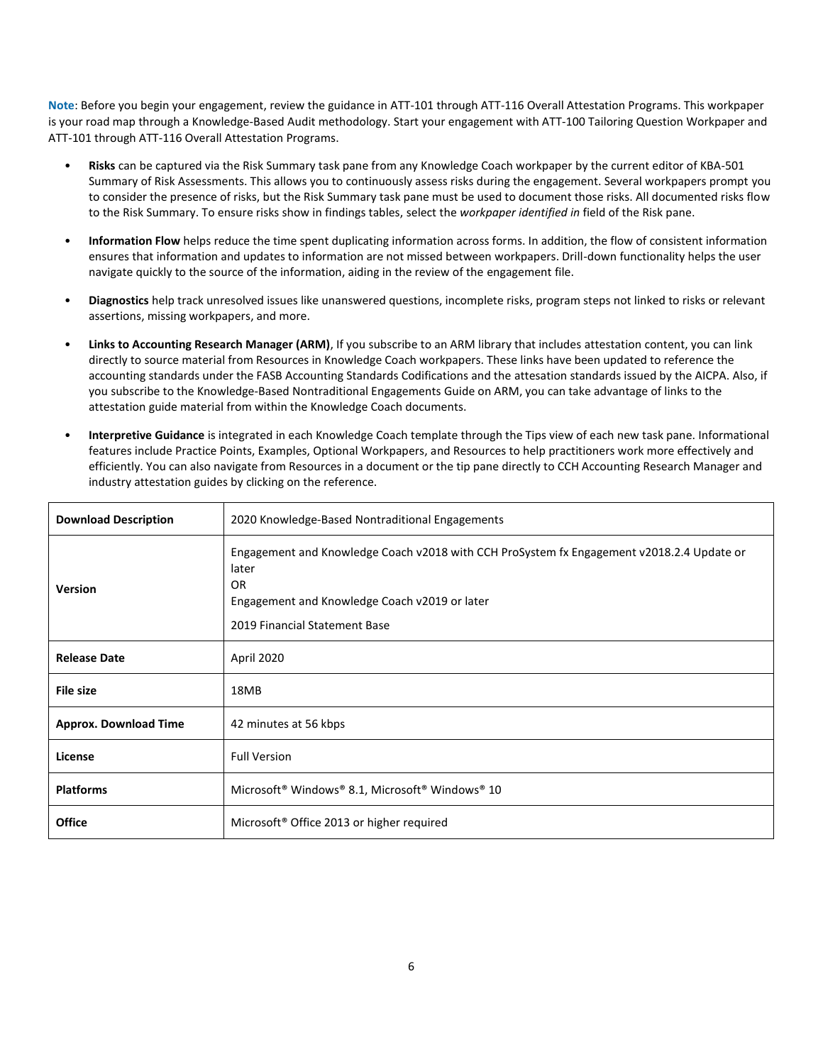**Note**: Before you begin your engagement, review the guidance in ATT-101 through ATT-116 Overall Attestation Programs. This workpaper is your road map through a Knowledge-Based Audit methodology. Start your engagement with ATT-100 Tailoring Question Workpaper and ATT-101 through ATT-116 Overall Attestation Programs.

- **Risks** can be captured via the Risk Summary task pane from any Knowledge Coach workpaper by the current editor of KBA-501 Summary of Risk Assessments. This allows you to continuously assess risks during the engagement. Several workpapers prompt you to consider the presence of risks, but the Risk Summary task pane must be used to document those risks. All documented risks flow to the Risk Summary. To ensure risks show in findings tables, select the *workpaper identified in* field of the Risk pane.

- **Information Flow** helps reduce the time spent duplicating information across forms. In addition, the flow of consistent information ensures that information and updates to information are not missed between workpapers. Drill-down functionality helps the user navigate quickly to the source of the information, aiding in the review of the engagement file.

- **Diagnostics** help track unresolved issues like unanswered questions, incomplete risks, program steps not linked to risks or relevant assertions, missing workpapers, and more.

- **Links to Accounting Research Manager (ARM)**, If you subscribe to an ARM library that includes attestation content, you can link directly to source material from Resources in Knowledge Coach workpapers. These links have been updated to reference the accounting standards under the FASB Accounting Standards Codifications and the attesation standards issued by the AICPA. Also, if you subscribe to the Knowledge-Based Nontraditional Engagements Guide on ARM, you can take advantage of links to the attestation guide material from within the Knowledge Coach documents.

- **Interpretive Guidance** is integrated in each Knowledge Coach template through the Tips view of each new task pane. Informational features include Practice Points, Examples, Optional Workpapers, and Resources to help practitioners work more effectively and efficiently. You can also navigate from Resources in a document or the tip pane directly to CCH Accounting Research Manager and industry attestation guides by clicking on the reference.

| | |
|---|---|
| **Download Description** | 2020 Knowledge-Based Nontraditional Engagements |
| **Version** | Engagement and Knowledge Coach v2018 with CCH ProSystem fx Engagement v2018.2.4 Update or later<br>OR<br>Engagement and Knowledge Coach v2019 or later<br>2019 Financial Statement Base |
| **Release Date** | April 2020 |
| **File size** | 18MB |
| **Approx. Download Time** | 42 minutes at 56 kbps |
| **License** | Full Version |
| **Platforms** | Microsoft® Windows® 8.1, Microsoft® Windows® 10 |
| **Office** | Microsoft® Office 2013 or higher required |